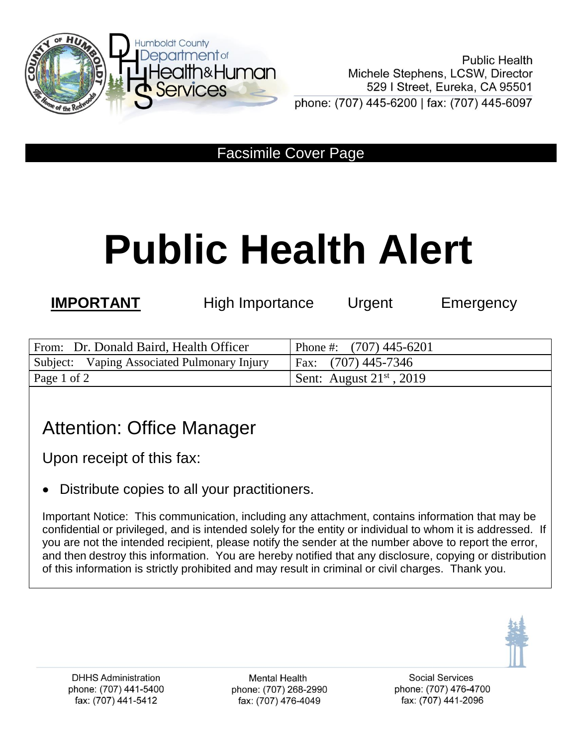Humboldt County Department of Health & Human Services

Public Health
Michele Stephens, LCSW, Director
529 I Street, Eureka, CA 95501
phone: (707) 445-6200 | fax: (707) 445-6097

Facsimile Cover Page

# Public Health Alert

**IMPORTANT** High Importance Urgent Emergency

| From: Dr. Donald Baird, Health Officer | Phone #: (707) 445-6201 |
|---|---|
| Subject: Vaping Associated Pulmonary Injury | Fax: (707) 445-7346 |
| Page 1 of 2 | Sent: August 21st , 2019 |

## Attention: Office Manager

Upon receipt of this fax:

- Distribute copies to all your practitioners.

Important Notice: This communication, including any attachment, contains information that may be confidential or privileged, and is intended solely for the entity or individual to whom it is addressed. If you are not the intended recipient, please notify the sender at the number above to report the error, and then destroy this information. You are hereby notified that any disclosure, copying or distribution of this information is strictly prohibited and may result in criminal or civil charges. Thank you.

DHHS Administration
phone: (707) 441-5400
fax: (707) 441-5412

Mental Health
phone: (707) 268-2990
fax: (707) 476-4049

Social Services
phone: (707) 476-4700
fax: (707) 441-2096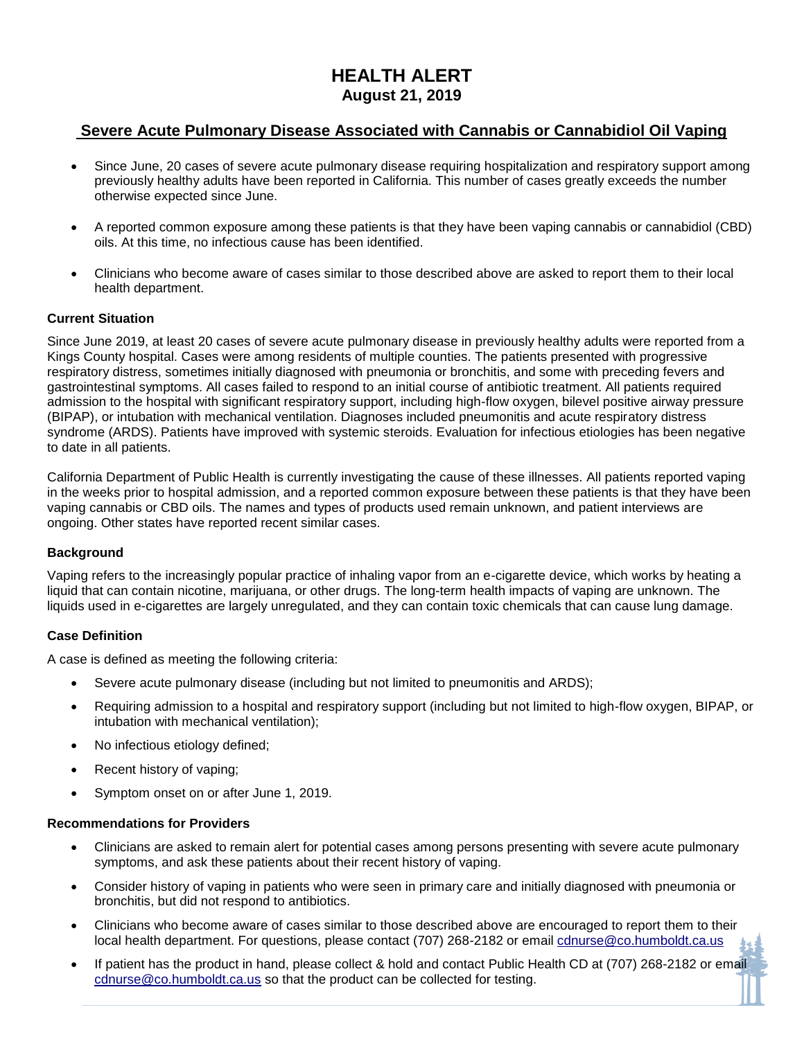# HEALTH ALERT

**August 21, 2019**

## Severe Acute Pulmonary Disease Associated with Cannabis or Cannabidiol Oil Vaping

- Since June, 20 cases of severe acute pulmonary disease requiring hospitalization and respiratory support among previously healthy adults have been reported in California. This number of cases greatly exceeds the number otherwise expected since June.
- A reported common exposure among these patients is that they have been vaping cannabis or cannabidiol (CBD) oils. At this time, no infectious cause has been identified.
- Clinicians who become aware of cases similar to those described above are asked to report them to their local health department.

### Current Situation

Since June 2019, at least 20 cases of severe acute pulmonary disease in previously healthy adults were reported from a Kings County hospital. Cases were among residents of multiple counties. The patients presented with progressive respiratory distress, sometimes initially diagnosed with pneumonia or bronchitis, and some with preceding fevers and gastrointestinal symptoms. All cases failed to respond to an initial course of antibiotic treatment. All patients required admission to the hospital with significant respiratory support, including high-flow oxygen, bilevel positive airway pressure (BIPAP), or intubation with mechanical ventilation. Diagnoses included pneumonitis and acute respiratory distress syndrome (ARDS). Patients have improved with systemic steroids. Evaluation for infectious etiologies has been negative to date in all patients.

California Department of Public Health is currently investigating the cause of these illnesses. All patients reported vaping in the weeks prior to hospital admission, and a reported common exposure between these patients is that they have been vaping cannabis or CBD oils. The names and types of products used remain unknown, and patient interviews are ongoing. Other states have reported recent similar cases.

### Background

Vaping refers to the increasingly popular practice of inhaling vapor from an e-cigarette device, which works by heating a liquid that can contain nicotine, marijuana, or other drugs. The long-term health impacts of vaping are unknown. The liquids used in e-cigarettes are largely unregulated, and they can contain toxic chemicals that can cause lung damage.

### Case Definition

A case is defined as meeting the following criteria:

- Severe acute pulmonary disease (including but not limited to pneumonitis and ARDS);
- Requiring admission to a hospital and respiratory support (including but not limited to high-flow oxygen, BIPAP, or intubation with mechanical ventilation);
- No infectious etiology defined;
- Recent history of vaping;
- Symptom onset on or after June 1, 2019.

### Recommendations for Providers

- Clinicians are asked to remain alert for potential cases among persons presenting with severe acute pulmonary symptoms, and ask these patients about their recent history of vaping.
- Consider history of vaping in patients who were seen in primary care and initially diagnosed with pneumonia or bronchitis, but did not respond to antibiotics.
- Clinicians who become aware of cases similar to those described above are encouraged to report them to their local health department. For questions, please contact (707) 268-2182 or email cdnurse@co.humboldt.ca.us
- If patient has the product in hand, please collect & hold and contact Public Health CD at (707) 268-2182 or email cdnurse@co.humboldt.ca.us so that the product can be collected for testing.